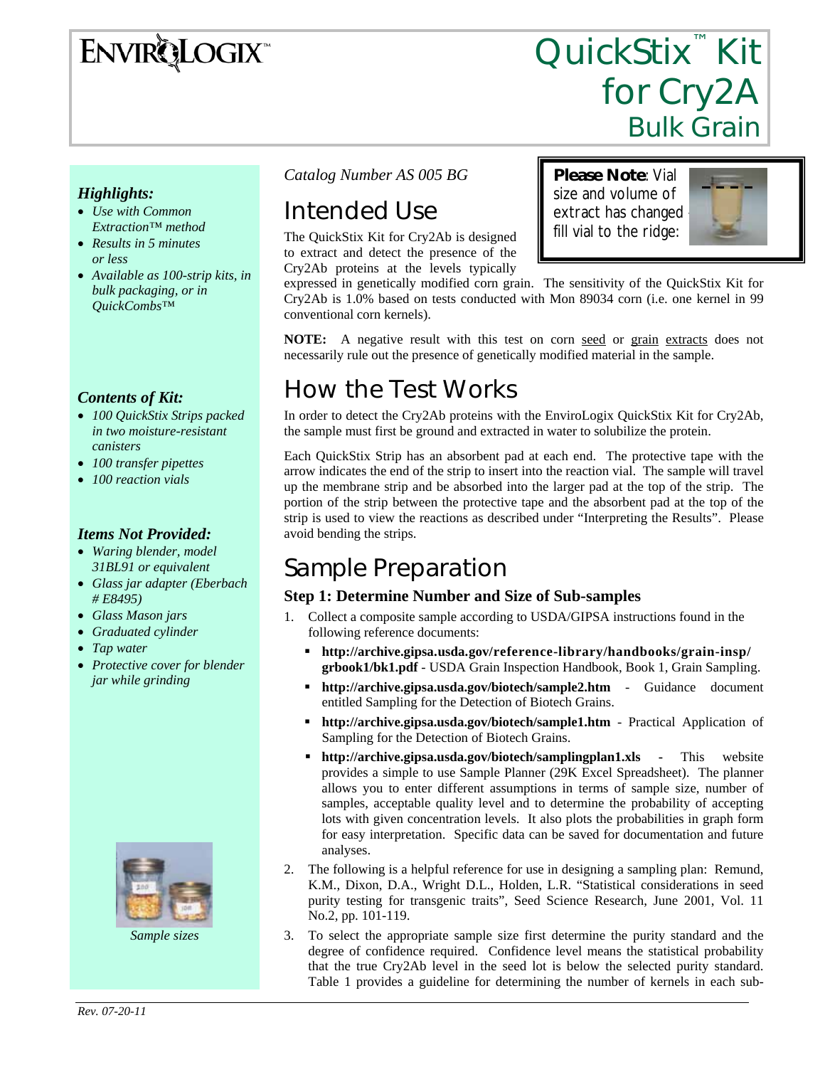# QuickStix™ Kit for Cry2A Bulk Grain

ENVIROLOGIX™

*Catalog Number AS 005 BG*

**Please Note**: Vial size and volume of extract has changed - fill vial to the ridge:

## Intended Use

The QuickStix Kit for Cry2Ab is designed to extract and detect the presence of the Cry2Ab proteins at the levels typically expressed in genetically modified corn grain. The sensitivity of the QuickStix Kit for Cry2Ab is 1.0% based on tests conducted with Mon 89034 corn (i.e. one kernel in 99 conventional corn kernels).

**NOTE:** A negative result with this test on corn seed or grain extracts does not necessarily rule out the presence of genetically modified material in the sample.

## How the Test Works

In order to detect the Cry2Ab proteins with the EnviroLogix QuickStix Kit for Cry2Ab, the sample must first be ground and extracted in water to solubilize the protein.

Each QuickStix Strip has an absorbent pad at each end. The protective tape with the arrow indicates the end of the strip to insert into the reaction vial. The sample will travel up the membrane strip and be absorbed into the larger pad at the top of the strip. The portion of the strip between the protective tape and the absorbent pad at the top of the strip is used to view the reactions as described under "Interpreting the Results". Please avoid bending the strips.

## Sample Preparation

### Step 1: Determine Number and Size of Sub-samples

1. Collect a composite sample according to USDA/GIPSA instructions found in the following reference documents:
   - **http://archive.gipsa.usda.gov/reference-library/handbooks/grain-insp/grbook1/bk1.pdf** - USDA Grain Inspection Handbook, Book 1, Grain Sampling.
   - **http://archive.gipsa.usda.gov/biotech/sample2.htm** - Guidance document entitled Sampling for the Detection of Biotech Grains.
   - **http://archive.gipsa.usda.gov/biotech/sample1.htm** - Practical Application of Sampling for the Detection of Biotech Grains.
   - **http://archive.gipsa.usda.gov/biotech/samplingplan1.xls** - This website provides a simple to use Sample Planner (29K Excel Spreadsheet). The planner allows you to enter different assumptions in terms of sample size, number of samples, acceptable quality level and to determine the probability of accepting lots with given concentration levels. It also plots the probabilities in graph form for easy interpretation. Specific data can be saved for documentation and future analyses.
2. The following is a helpful reference for use in designing a sampling plan: Remund, K.M., Dixon, D.A., Wright D.L., Holden, L.R. "Statistical considerations in seed purity testing for transgenic traits", Seed Science Research, June 2001, Vol. 11 No.2, pp. 101-119.
3. To select the appropriate sample size first determine the purity standard and the degree of confidence required. Confidence level means the statistical probability that the true Cry2Ab level in the seed lot is below the selected purity standard. Table 1 provides a guideline for determining the number of kernels in each sub-

### *Highlights:*

- *Use with Common Extraction™ method*
- *Results in 5 minutes or less*
- *Available as 100-strip kits, in bulk packaging, or in QuickCombs™*

### *Contents of Kit:*

- *100 QuickStix Strips packed in two moisture-resistant canisters*
- *100 transfer pipettes*
- *100 reaction vials*

### *Items Not Provided:*

- *Waring blender, model 31BL91 or equivalent*
- *Glass jar adapter (Eberbach # E8495)*
- *Glass Mason jars*
- *Graduated cylinder*
- *Tap water*
- *Protective cover for blender jar while grinding*

*Sample sizes*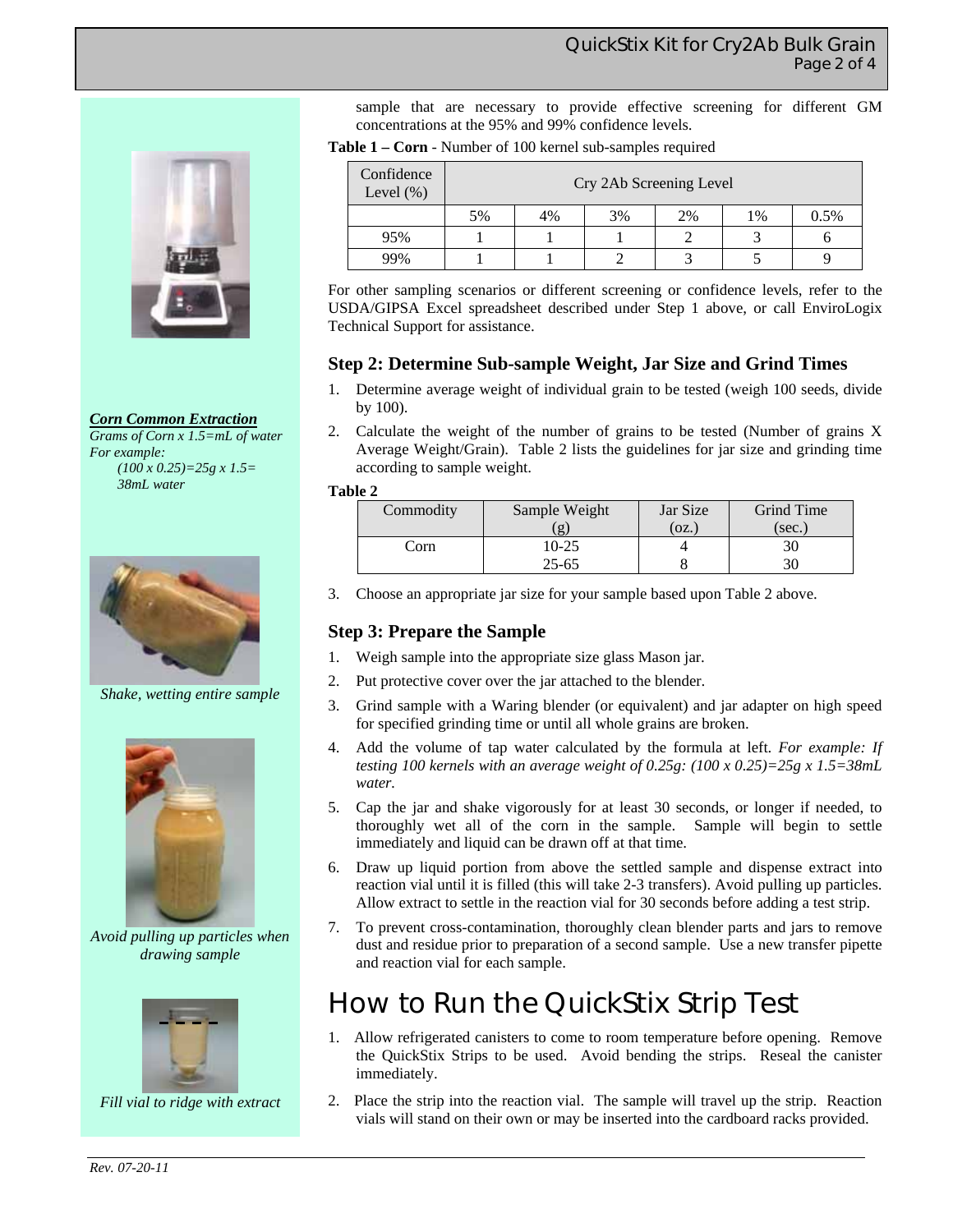sample that are necessary to provide effective screening for different GM concentrations at the 95% and 99% confidence levels.

**Table 1 – Corn** - Number of 100 kernel sub-samples required

| Confidence Level (%) | Cry 2Ab Screening Level | | | | | |
|---|---|---|---|---|---|---|
| | 5% | 4% | 3% | 2% | 1% | 0.5% |
| 95% | 1 | 1 | 1 | 2 | 3 | 6 |
| 99% | 1 | 1 | 2 | 3 | 5 | 9 |

For other sampling scenarios or different screening or confidence levels, refer to the USDA/GIPSA Excel spreadsheet described under Step 1 above, or call EnviroLogix Technical Support for assistance.

***Corn Common Extraction***

*Grams of Corn x 1.5=mL of water*
*For example:*
*(100 x 0.25)=25g x 1.5= 38mL water*

## Step 2: Determine Sub-sample Weight, Jar Size and Grind Times

1. Determine average weight of individual grain to be tested (weigh 100 seeds, divide by 100).
2. Calculate the weight of the number of grains to be tested (Number of grains X Average Weight/Grain). Table 2 lists the guidelines for jar size and grinding time according to sample weight.

**Table 2**

| Commodity | Sample Weight (g) | Jar Size (oz.) | Grind Time (sec.) |
|---|---|---|---|
| Corn | 10-25 | 4 | 30 |
| | 25-65 | 8 | 30 |

3. Choose an appropriate jar size for your sample based upon Table 2 above.

## Step 3: Prepare the Sample

1. Weigh sample into the appropriate size glass Mason jar.
2. Put protective cover over the jar attached to the blender.
3. Grind sample with a Waring blender (or equivalent) and jar adapter on high speed for specified grinding time or until all whole grains are broken.
4. Add the volume of tap water calculated by the formula at left. *For example: If testing 100 kernels with an average weight of 0.25g: (100 x 0.25)=25g x 1.5=38mL water.*
5. Cap the jar and shake vigorously for at least 30 seconds, or longer if needed, to thoroughly wet all of the corn in the sample. Sample will begin to settle immediately and liquid can be drawn off at that time.
6. Draw up liquid portion from above the settled sample and dispense extract into reaction vial until it is filled (this will take 2-3 transfers). Avoid pulling up particles. Allow extract to settle in the reaction vial for 30 seconds before adding a test strip.
7. To prevent cross-contamination, thoroughly clean blender parts and jars to remove dust and residue prior to preparation of a second sample. Use a new transfer pipette and reaction vial for each sample.

*Shake, wetting entire sample*

*Avoid pulling up particles when drawing sample*

*Fill vial to ridge with extract*

# How to Run the QuickStix Strip Test

1. Allow refrigerated canisters to come to room temperature before opening. Remove the QuickStix Strips to be used. Avoid bending the strips. Reseal the canister immediately.
2. Place the strip into the reaction vial. The sample will travel up the strip. Reaction vials will stand on their own or may be inserted into the cardboard racks provided.

*Rev. 07-20-11*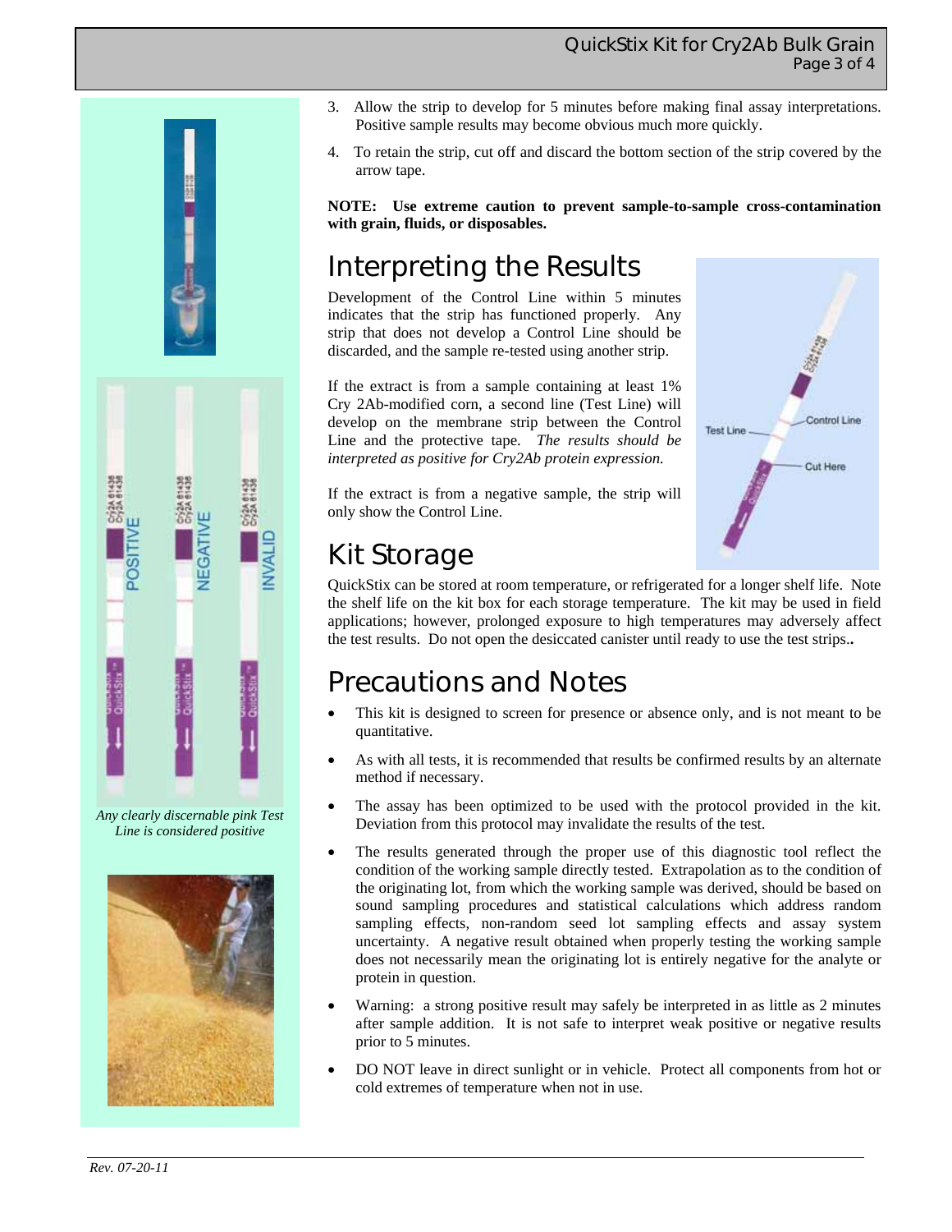3. Allow the strip to develop for 5 minutes before making final assay interpretations. Positive sample results may become obvious much more quickly.

4. To retain the strip, cut off and discard the bottom section of the strip covered by the arrow tape.

**NOTE: Use extreme caution to prevent sample-to-sample cross-contamination with grain, fluids, or disposables.**

*Any clearly discernable pink Test Line is considered positive*

## Interpreting the Results

Development of the Control Line within 5 minutes indicates that the strip has functioned properly. Any strip that does not develop a Control Line should be discarded, and the sample re-tested using another strip.

If the extract is from a sample containing at least 1% Cry 2Ab-modified corn, a second line (Test Line) will develop on the membrane strip between the Control Line and the protective tape. *The results should be interpreted as positive for Cry2Ab protein expression.*

If the extract is from a negative sample, the strip will only show the Control Line.

## Kit Storage

QuickStix can be stored at room temperature, or refrigerated for a longer shelf life. Note the shelf life on the kit box for each storage temperature. The kit may be used in field applications; however, prolonged exposure to high temperatures may adversely affect the test results. Do not open the desiccated canister until ready to use the test strips.**.**

## Precautions and Notes

- This kit is designed to screen for presence or absence only, and is not meant to be quantitative.
- As with all tests, it is recommended that results be confirmed results by an alternate method if necessary.
- The assay has been optimized to be used with the protocol provided in the kit. Deviation from this protocol may invalidate the results of the test.
- The results generated through the proper use of this diagnostic tool reflect the condition of the working sample directly tested. Extrapolation as to the condition of the originating lot, from which the working sample was derived, should be based on sound sampling procedures and statistical calculations which address random sampling effects, non-random seed lot sampling effects and assay system uncertainty. A negative result obtained when properly testing the working sample does not necessarily mean the originating lot is entirely negative for the analyte or protein in question.
- Warning: a strong positive result may safely be interpreted in as little as 2 minutes after sample addition. It is not safe to interpret weak positive or negative results prior to 5 minutes.
- DO NOT leave in direct sunlight or in vehicle. Protect all components from hot or cold extremes of temperature when not in use.

*Rev. 07-20-11*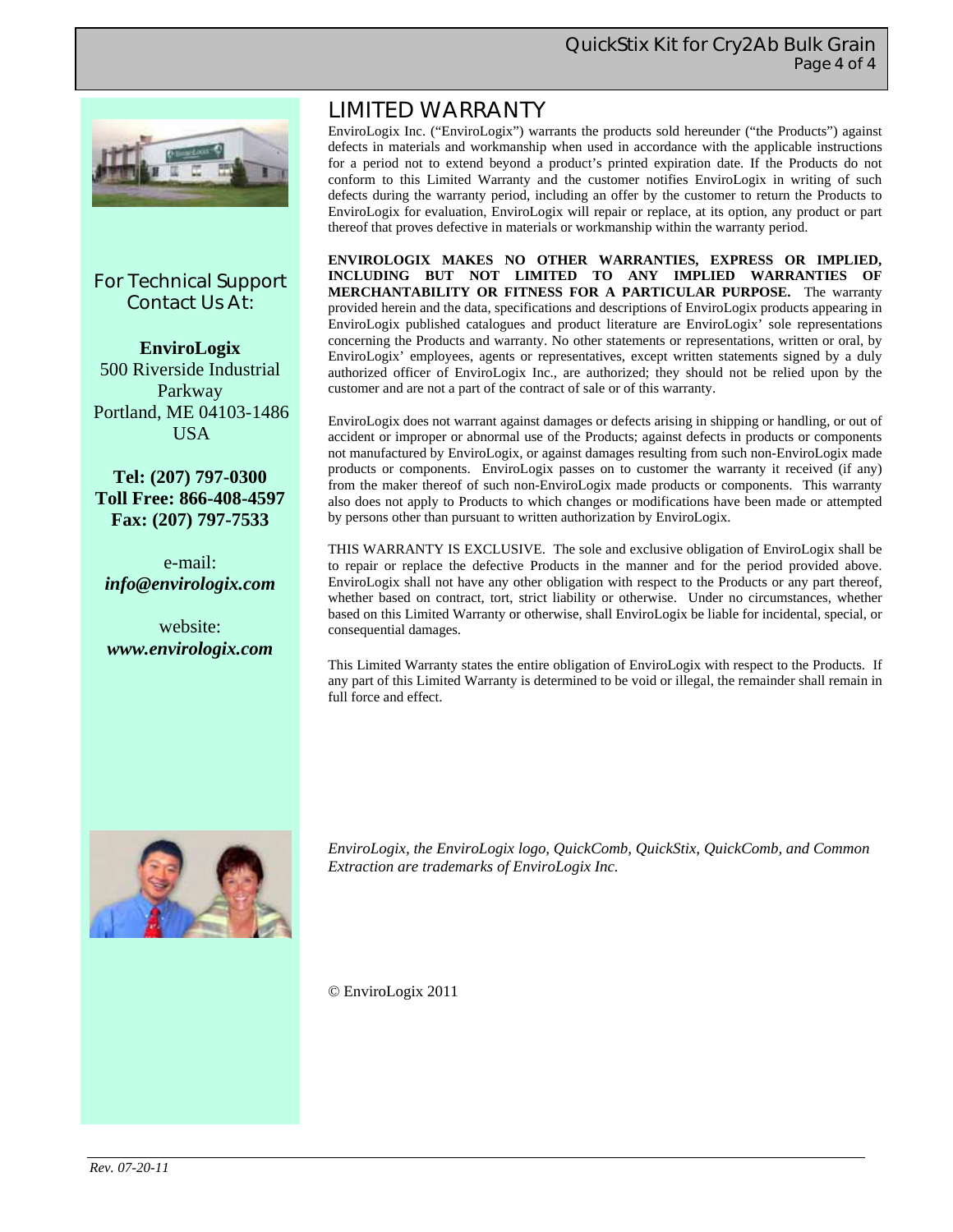For Technical Support Contact Us At:

**EnviroLogix**
500 Riverside Industrial Parkway
Portland, ME 04103-1486
USA

**Tel: (207) 797-0300**
**Toll Free: 866-408-4597**
**Fax: (207) 797-7533**

e-mail:
***info@envirologix.com***

website:
***www.envirologix.com***

# LIMITED WARRANTY

EnviroLogix Inc. ("EnviroLogix") warrants the products sold hereunder ("the Products") against defects in materials and workmanship when used in accordance with the applicable instructions for a period not to extend beyond a product's printed expiration date. If the Products do not conform to this Limited Warranty and the customer notifies EnviroLogix in writing of such defects during the warranty period, including an offer by the customer to return the Products to EnviroLogix for evaluation, EnviroLogix will repair or replace, at its option, any product or part thereof that proves defective in materials or workmanship within the warranty period.

**ENVIROLOGIX MAKES NO OTHER WARRANTIES, EXPRESS OR IMPLIED, INCLUDING BUT NOT LIMITED TO ANY IMPLIED WARRANTIES OF MERCHANTABILITY OR FITNESS FOR A PARTICULAR PURPOSE.** The warranty provided herein and the data, specifications and descriptions of EnviroLogix products appearing in EnviroLogix published catalogues and product literature are EnviroLogix' sole representations concerning the Products and warranty. No other statements or representations, written or oral, by EnviroLogix' employees, agents or representatives, except written statements signed by a duly authorized officer of EnviroLogix Inc., are authorized; they should not be relied upon by the customer and are not a part of the contract of sale or of this warranty.

EnviroLogix does not warrant against damages or defects arising in shipping or handling, or out of accident or improper or abnormal use of the Products; against defects in products or components not manufactured by EnviroLogix, or against damages resulting from such non-EnviroLogix made products or components. EnviroLogix passes on to customer the warranty it received (if any) from the maker thereof of such non-EnviroLogix made products or components. This warranty also does not apply to Products to which changes or modifications have been made or attempted by persons other than pursuant to written authorization by EnviroLogix.

THIS WARRANTY IS EXCLUSIVE. The sole and exclusive obligation of EnviroLogix shall be to repair or replace the defective Products in the manner and for the period provided above. EnviroLogix shall not have any other obligation with respect to the Products or any part thereof, whether based on contract, tort, strict liability or otherwise. Under no circumstances, whether based on this Limited Warranty or otherwise, shall EnviroLogix be liable for incidental, special, or consequential damages.

This Limited Warranty states the entire obligation of EnviroLogix with respect to the Products. If any part of this Limited Warranty is determined to be void or illegal, the remainder shall remain in full force and effect.

*EnviroLogix, the EnviroLogix logo, QuickComb, QuickStix, QuickComb, and Common Extraction are trademarks of EnviroLogix Inc.*

© EnviroLogix 2011

*Rev. 07-20-11*